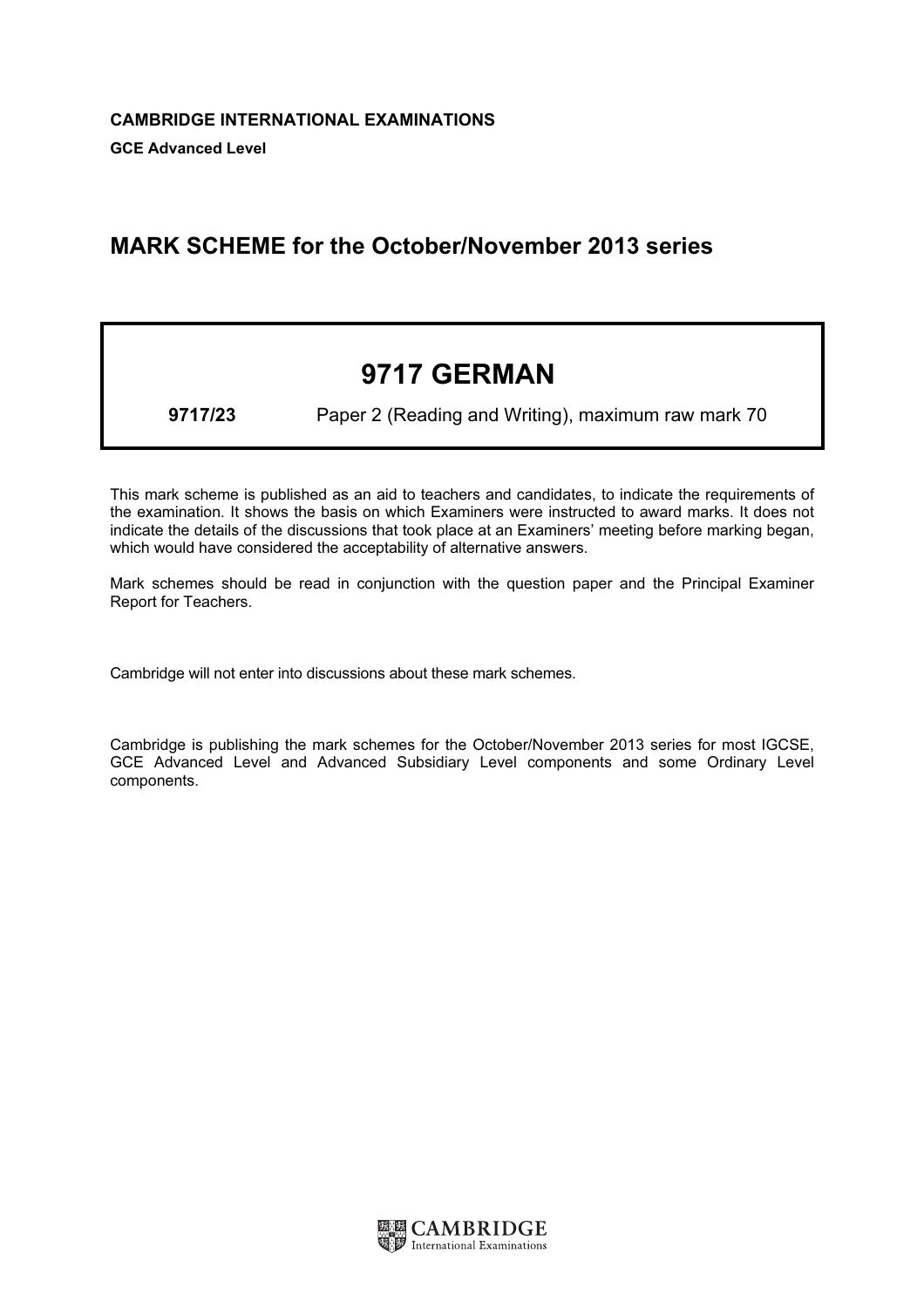**CAMBRIDGE INTERNATIONAL EXAMINATIONS**

**GCE Advanced Level**

# MARK SCHEME for the October/November 2013 series

## 9717 GERMAN

**9717/23** Paper 2 (Reading and Writing), maximum raw mark 70

This mark scheme is published as an aid to teachers and candidates, to indicate the requirements of the examination. It shows the basis on which Examiners were instructed to award marks. It does not indicate the details of the discussions that took place at an Examiners' meeting before marking began, which would have considered the acceptability of alternative answers.

Mark schemes should be read in conjunction with the question paper and the Principal Examiner Report for Teachers.

Cambridge will not enter into discussions about these mark schemes.

Cambridge is publishing the mark schemes for the October/November 2013 series for most IGCSE, GCE Advanced Level and Advanced Subsidiary Level components and some Ordinary Level components.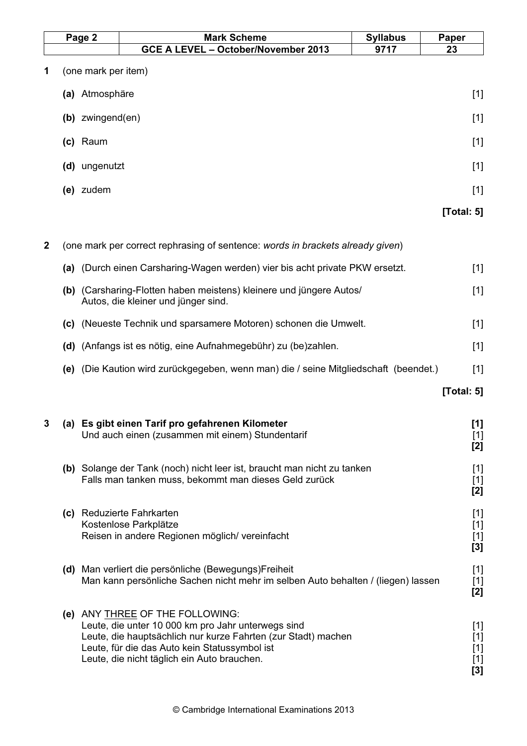| Page 2 | Mark Scheme | Syllabus | Paper |
| --- | --- | --- | --- |
| | GCE A LEVEL – October/November 2013 | 9717 | 23 |

**1** (one mark per item)

**(a)** Atmosphäre [1]

**(b)** zwingend(en) [1]

**(c)** Raum [1]

**(d)** ungenutzt [1]

**(e)** zudem [1]

**[Total: 5]**

**2** (one mark per correct rephrasing of sentence: *words in brackets already given*)

**(a)** (Durch einen Carsharing-Wagen werden) vier bis acht private PKW ersetzt. [1]

**(b)** (Carsharing-Flotten haben meistens) kleinere und jüngere Autos/ Autos, die kleiner und jünger sind. [1]

**(c)** (Neueste Technik und sparsamere Motoren) schonen die Umwelt. [1]

**(d)** (Anfangs ist es nötig, eine Aufnahmegebühr) zu (be)zahlen. [1]

**(e)** (Die Kaution wird zurückgegeben, wenn man) die / seine Mitgliedschaft (beendet.) [1]

**[Total: 5]**

**3** **(a)** **Es gibt einen Tarif pro gefahrenen Kilometer** **[1]**
Und auch einen (zusammen mit einem) Stundentarif [1]
**[2]**

**(b)** Solange der Tank (noch) nicht leer ist, braucht man nicht zu tanken [1]
Falls man tanken muss, bekommt man dieses Geld zurück [1]
**[2]**

**(c)** Reduzierte Fahrkarten [1]
Kostenlose Parkplätze [1]
Reisen in andere Regionen möglich/ vereinfacht [1]
**[3]**

**(d)** Man verliert die persönliche (Bewegungs)Freiheit [1]
Man kann persönliche Sachen nicht mehr im selben Auto behalten / (liegen) lassen [1]
**[2]**

**(e)** ANY THREE OF THE FOLLOWING:
Leute, die unter 10 000 km pro Jahr unterwegs sind [1]
Leute, die hauptsächlich nur kurze Fahrten (zur Stadt) machen [1]
Leute, für die das Auto kein Statussymbol ist [1]
Leute, die nicht täglich ein Auto brauchen. [1]
**[3]**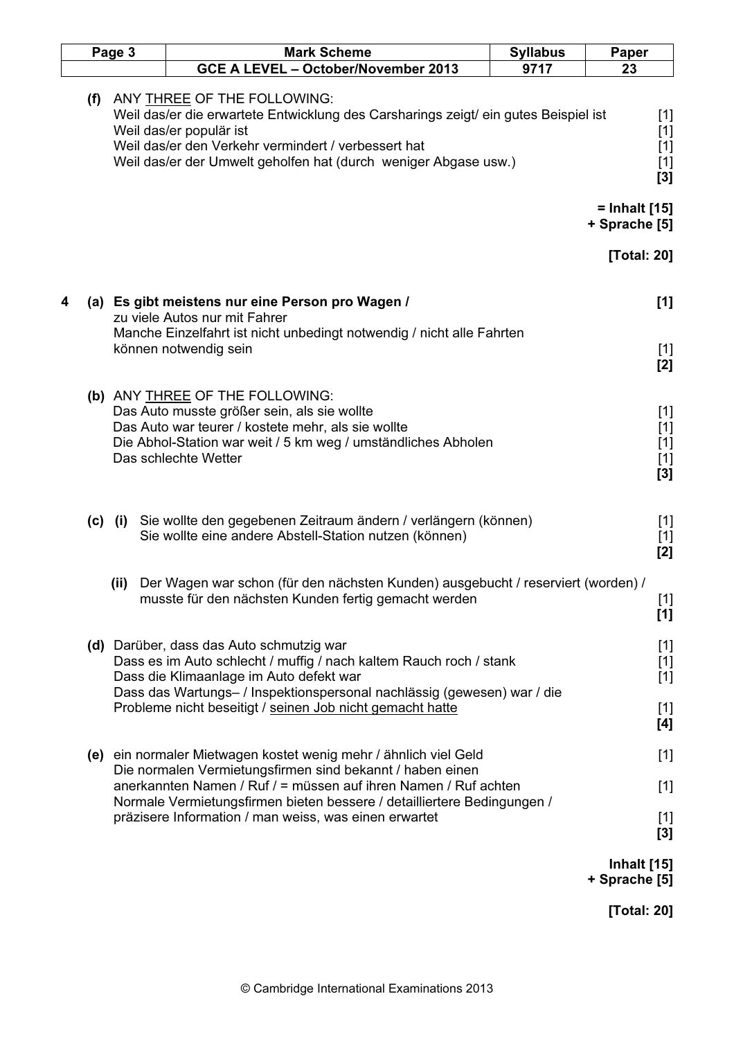**(f)** ANY <u>THREE</u> OF THE FOLLOWING:

Weil das/er die erwartete Entwicklung des Carsharings zeigt/ ein gutes Beispiel ist [1]
Weil das/er populär ist [1]
Weil das/er den Verkehr vermindert / verbessert hat [1]
Weil das/er der Umwelt geholfen hat (durch weniger Abgase usw.) [1]
**[3]**

**= Inhalt [15]**
**+ Sprache [5]**

**[Total: 20]**

**4 (a) Es gibt meistens nur eine Person pro Wagen /** **[1]**
zu viele Autos nur mit Fahrer
Manche Einzelfahrt ist nicht unbedingt notwendig / nicht alle Fahrten können notwendig sein [1]
**[2]**

**(b)** ANY <u>THREE</u> OF THE FOLLOWING:

Das Auto musste größer sein, als sie wollte [1]
Das Auto war teurer / kostete mehr, als sie wollte [1]
Die Abhol-Station war weit / 5 km weg / umständliches Abholen [1]
Das schlechte Wetter [1]
**[3]**

**(c) (i)** Sie wollte den gegebenen Zeitraum ändern / verlängern (können) [1]
Sie wollte eine andere Abstell-Station nutzen (können) [1]
**[2]**

**(ii)** Der Wagen war schon (für den nächsten Kunden) ausgebucht / reserviert (worden) / musste für den nächsten Kunden fertig gemacht werden [1]
**[1]**

**(d)** Darüber, dass das Auto schmutzig war [1]
Dass es im Auto schlecht / muffig / nach kaltem Rauch roch / stank [1]
Dass die Klimaanlage im Auto defekt war [1]
Dass das Wartungs– / Inspektionspersonal nachlässig (gewesen) war / die Probleme nicht beseitigt / <u>seinen Job nicht gemacht hatte</u> [1]
**[4]**

**(e)** ein normaler Mietwagen kostet wenig mehr / ähnlich viel Geld [1]
Die normalen Vermietungsfirmen sind bekannt / haben einen anerkannten Namen / Ruf / = müssen auf ihren Namen / Ruf achten [1]
Normale Vermietungsfirmen bieten bessere / detailliertere Bedingungen / präzisere Information / man weiss, was einen erwartet [1]
**[3]**

**Inhalt [15]**
**+ Sprache [5]**

**[Total: 20]**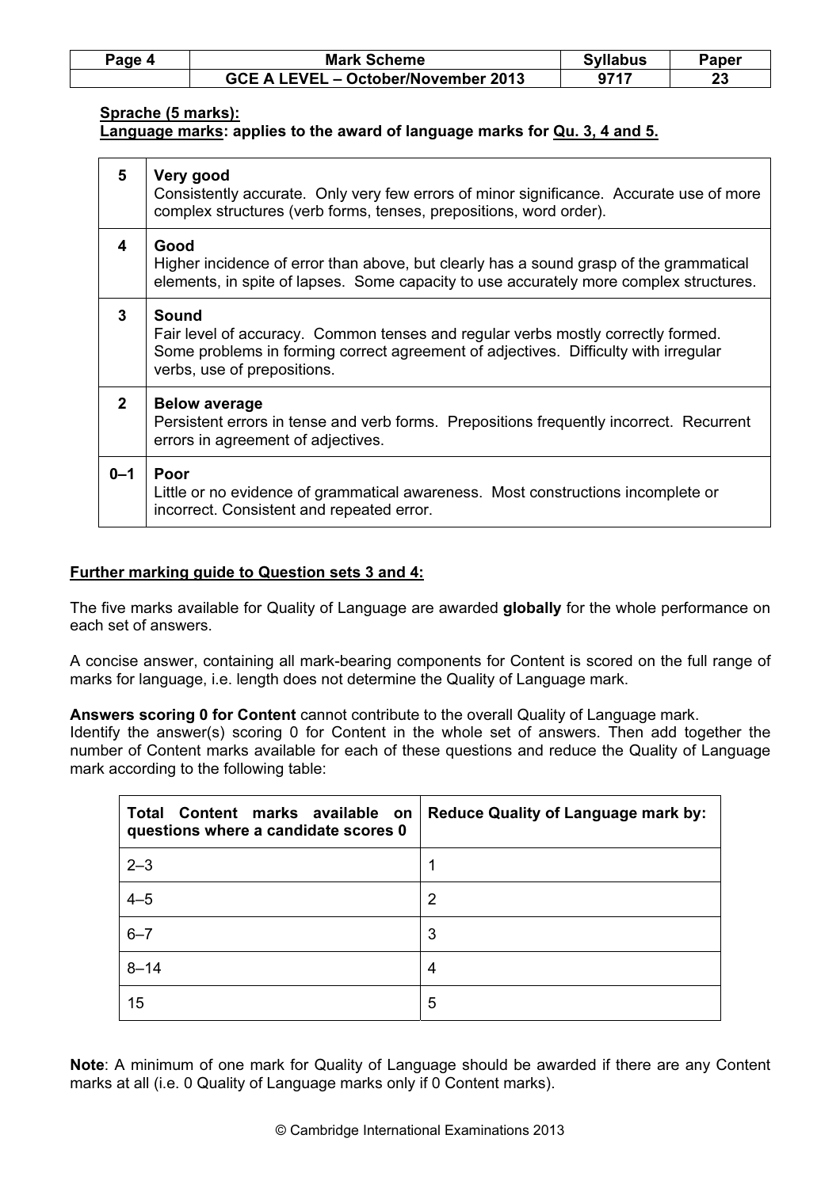**Sprache (5 marks):**
**Language marks: applies to the award of language marks for Qu. 3, 4 and 5.**

| | |
|---|---|
| 5 | **Very good**<br>Consistently accurate. Only very few errors of minor significance. Accurate use of more complex structures (verb forms, tenses, prepositions, word order). |
| 4 | **Good**<br>Higher incidence of error than above, but clearly has a sound grasp of the grammatical elements, in spite of lapses. Some capacity to use accurately more complex structures. |
| 3 | **Sound**<br>Fair level of accuracy. Common tenses and regular verbs mostly correctly formed. Some problems in forming correct agreement of adjectives. Difficulty with irregular verbs, use of prepositions. |
| 2 | **Below average**<br>Persistent errors in tense and verb forms. Prepositions frequently incorrect. Recurrent errors in agreement of adjectives. |
| 0–1 | **Poor**<br>Little or no evidence of grammatical awareness. Most constructions incomplete or incorrect. Consistent and repeated error. |

**Further marking guide to Question sets 3 and 4:**

The five marks available for Quality of Language are awarded **globally** for the whole performance on each set of answers.

A concise answer, containing all mark-bearing components for Content is scored on the full range of marks for language, i.e. length does not determine the Quality of Language mark.

**Answers scoring 0 for Content** cannot contribute to the overall Quality of Language mark.
Identify the answer(s) scoring 0 for Content in the whole set of answers. Then add together the number of Content marks available for each of these questions and reduce the Quality of Language mark according to the following table:

| Total Content marks available on questions where a candidate scores 0 | Reduce Quality of Language mark by: |
|---|---|
| 2–3 | 1 |
| 4–5 | 2 |
| 6–7 | 3 |
| 8–14 | 4 |
| 15 | 5 |

**Note**: A minimum of one mark for Quality of Language should be awarded if there are any Content marks at all (i.e. 0 Quality of Language marks only if 0 Content marks).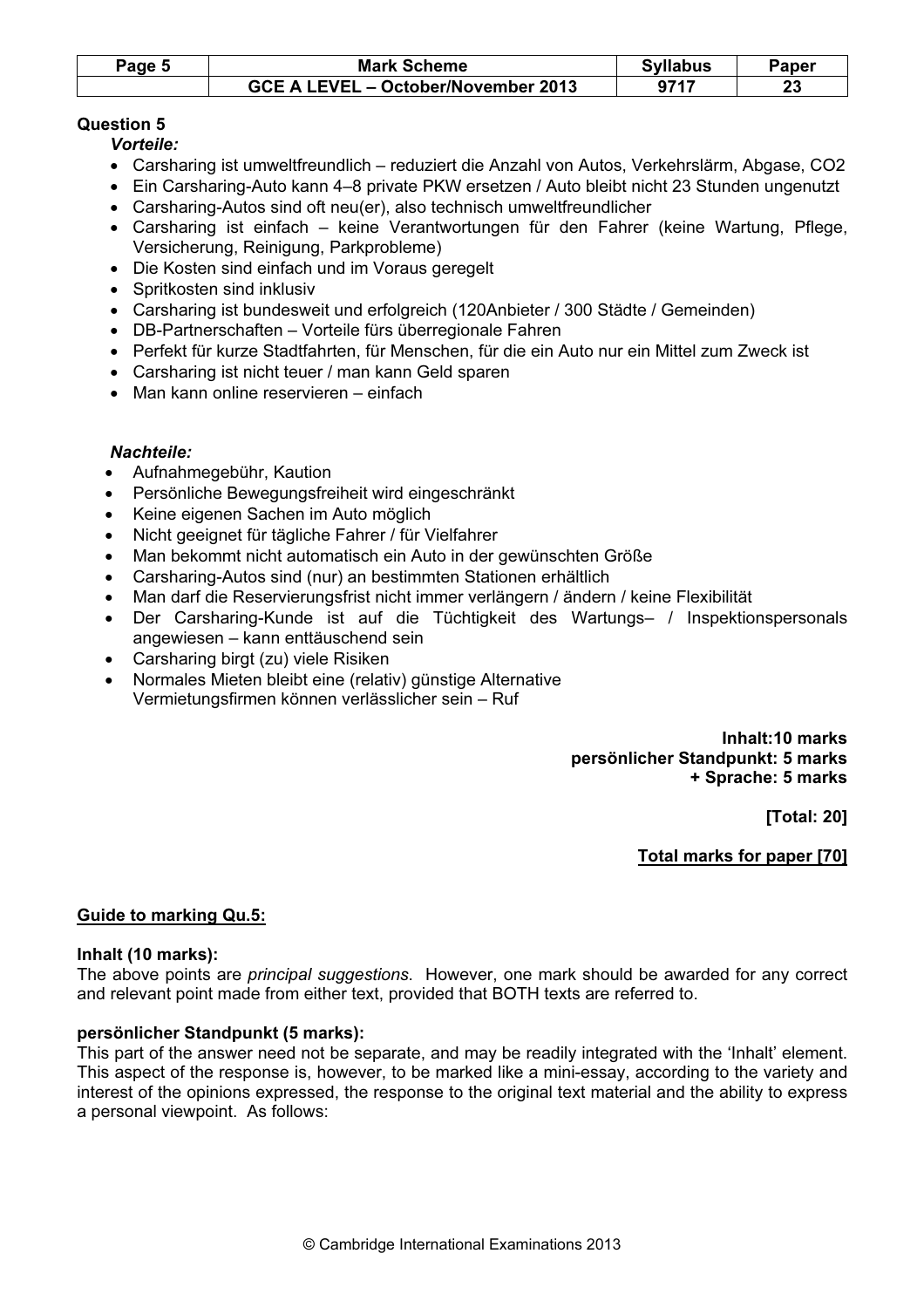**Question 5**

*Vorteile:*

- Carsharing ist umweltfreundlich – reduziert die Anzahl von Autos, Verkehrslärm, Abgase, $CO_2$
- Ein Carsharing-Auto kann 4–8 private PKW ersetzen / Auto bleibt nicht 23 Stunden ungenutzt
- Carsharing-Autos sind oft neu(er), also technisch umweltfreundlicher
- Carsharing ist einfach – keine Verantwortungen für den Fahrer (keine Wartung, Pflege, Versicherung, Reinigung, Parkprobleme)
- Die Kosten sind einfach und im Voraus geregelt
- Spritkosten sind inklusiv
- Carsharing ist bundesweit und erfolgreich (120Anbieter / 300 Städte / Gemeinden)
- DB-Partnerschaften – Vorteile fürs überregionale Fahren
- Perfekt für kurze Stadtfahrten, für Menschen, für die ein Auto nur ein Mittel zum Zweck ist
- Carsharing ist nicht teuer / man kann Geld sparen
- Man kann online reservieren – einfach

*Nachteile:*

- Aufnahmegebühr, Kaution
- Persönliche Bewegungsfreiheit wird eingeschränkt
- Keine eigenen Sachen im Auto möglich
- Nicht geeignet für tägliche Fahrer / für Vielfahrer
- Man bekommt nicht automatisch ein Auto in der gewünschten Größe
- Carsharing-Autos sind (nur) an bestimmten Stationen erhältlich
- Man darf die Reservierungsfrist nicht immer verlängern / ändern / keine Flexibilität
- Der Carsharing-Kunde ist auf die Tüchtigkeit des Wartungs– / Inspektionspersonals angewiesen – kann enttäuschend sein
- Carsharing birgt (zu) viele Risiken
- Normales Mieten bleibt eine (relativ) günstige Alternative
  Vermietungsfirmen können verlässlicher sein – Ruf

**Inhalt:10 marks**
**persönlicher Standpunkt: 5 marks**
**+ Sprache: 5 marks**

**[Total: 20]**

**Total marks for paper [70]**

**Guide to marking Qu.5:**

**Inhalt (10 marks):**
The above points are *principal suggestions*. However, one mark should be awarded for any correct and relevant point made from either text, provided that BOTH texts are referred to.

**persönlicher Standpunkt (5 marks):**
This part of the answer need not be separate, and may be readily integrated with the 'Inhalt' element. This aspect of the response is, however, to be marked like a mini-essay, according to the variety and interest of the opinions expressed, the response to the original text material and the ability to express a personal viewpoint. As follows: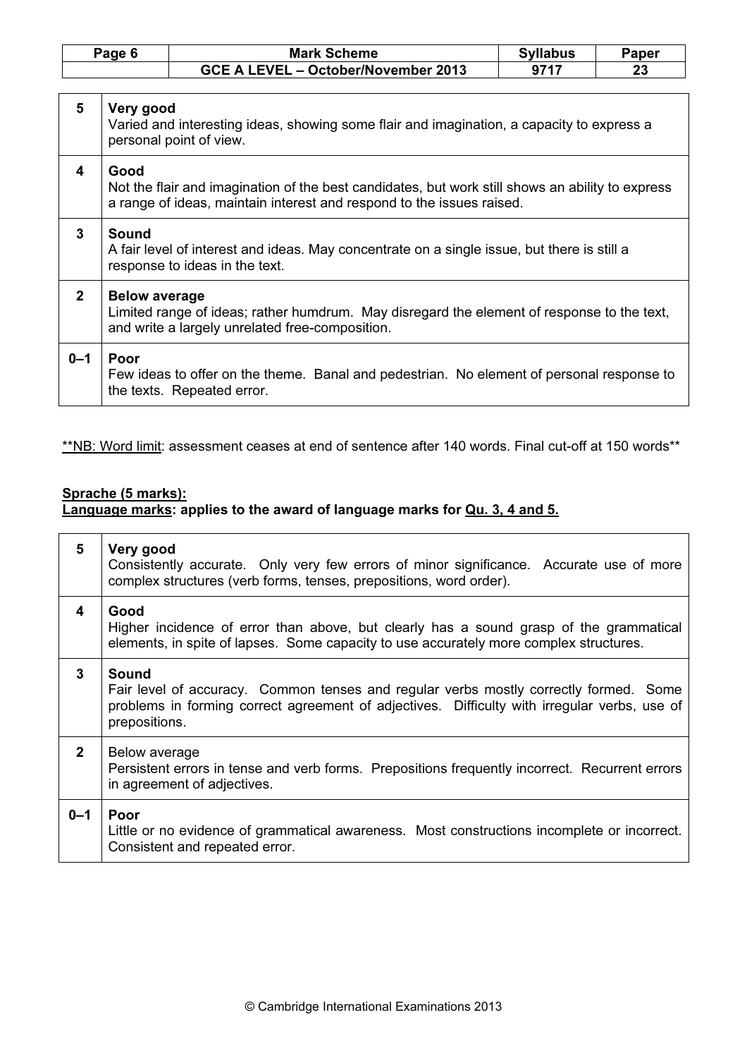| | |
|---|---|
| 5 | **Very good**<br>Varied and interesting ideas, showing some flair and imagination, a capacity to express a personal point of view. |
| 4 | **Good**<br>Not the flair and imagination of the best candidates, but work still shows an ability to express a range of ideas, maintain interest and respond to the issues raised. |
| 3 | **Sound**<br>A fair level of interest and ideas. May concentrate on a single issue, but there is still a response to ideas in the text. |
| 2 | **Below average**<br>Limited range of ideas; rather humdrum. May disregard the element of response to the text, and write a largely unrelated free-composition. |
| 0–1 | **Poor**<br>Few ideas to offer on the theme. Banal and pedestrian. No element of personal response to the texts. Repeated error. |

**NB: <u>Word limit</u>: assessment ceases at end of sentence after 140 words. Final cut-off at 150 words**

**<u>Sprache (5 marks):</u>**
**<u>Language marks</u>: applies to the award of language marks for <u>Qu. 3, 4 and 5.</u>**

| | |
|---|---|
| 5 | **Very good**<br>Consistently accurate. Only very few errors of minor significance. Accurate use of more complex structures (verb forms, tenses, prepositions, word order). |
| 4 | **Good**<br>Higher incidence of error than above, but clearly has a sound grasp of the grammatical elements, in spite of lapses. Some capacity to use accurately more complex structures. |
| 3 | **Sound**<br>Fair level of accuracy. Common tenses and regular verbs mostly correctly formed. Some problems in forming correct agreement of adjectives. Difficulty with irregular verbs, use of prepositions. |
| 2 | Below average<br>Persistent errors in tense and verb forms. Prepositions frequently incorrect. Recurrent errors in agreement of adjectives. |
| 0–1 | **Poor**<br>Little or no evidence of grammatical awareness. Most constructions incomplete or incorrect. Consistent and repeated error. |